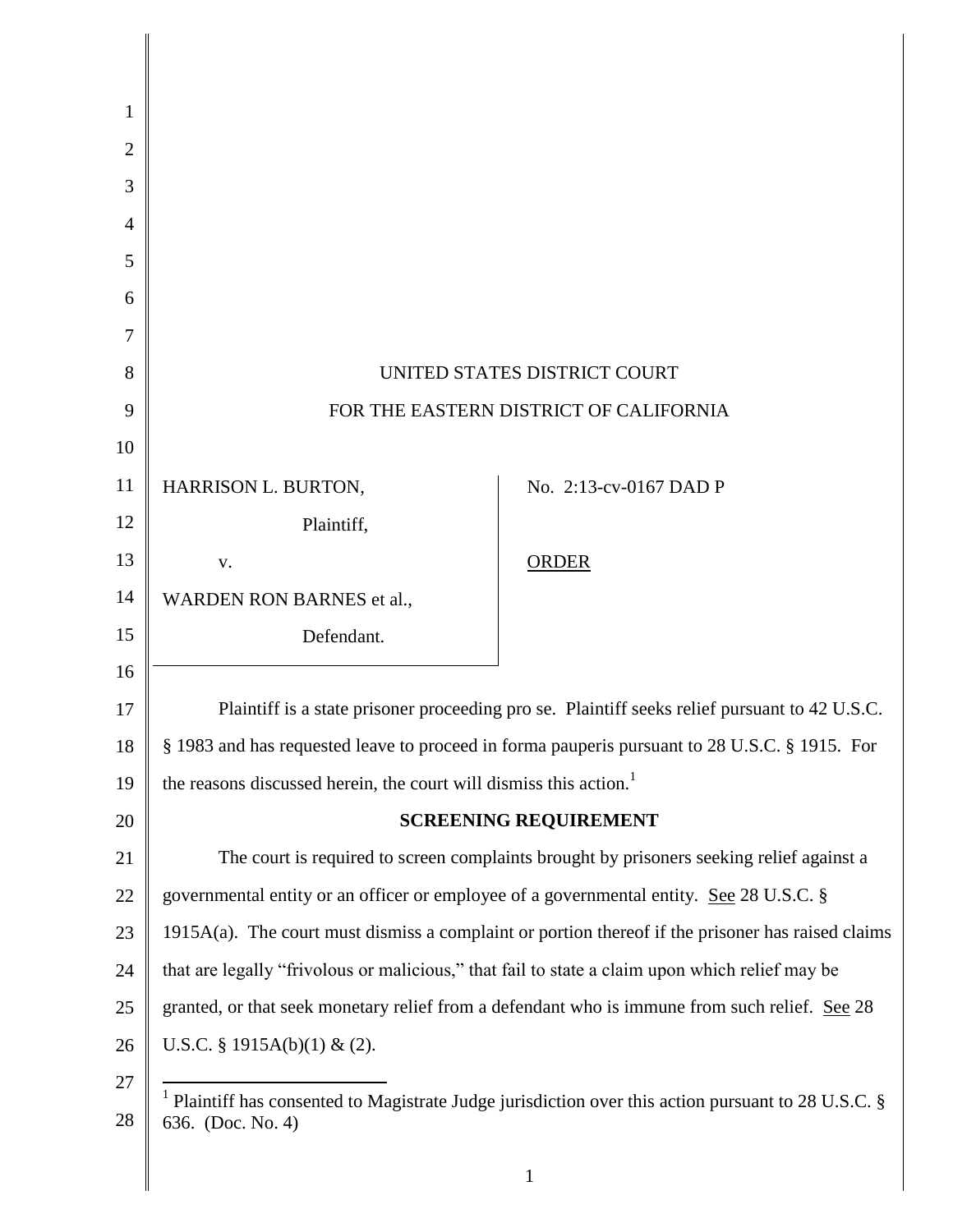UNITED STATES DISTRICT COURT

FOR THE EASTERN DISTRICT OF CALIFORNIA

| | |
|---|---|
| HARRISON L. BURTON, Plaintiff, v. WARDEN RON BARNES et al., Defendant. | No. 2:13-cv-0167 DAD P <br> ORDER |

Plaintiff is a state prisoner proceeding pro se. Plaintiff seeks relief pursuant to 42 U.S.C. § 1983 and has requested leave to proceed in forma pauperis pursuant to 28 U.S.C. § 1915. For the reasons discussed herein, the court will dismiss this action.[1]

**SCREENING REQUIREMENT**

The court is required to screen complaints brought by prisoners seeking relief against a governmental entity or an officer or employee of a governmental entity. See 28 U.S.C. § 1915A(a). The court must dismiss a complaint or portion thereof if the prisoner has raised claims that are legally "frivolous or malicious," that fail to state a claim upon which relief may be granted, or that seek monetary relief from a defendant who is immune from such relief. See 28 U.S.C. § 1915A(b)(1) & (2).

---

[1] Plaintiff has consented to Magistrate Judge jurisdiction over this action pursuant to 28 U.S.C. § 636. (Doc. No. 4)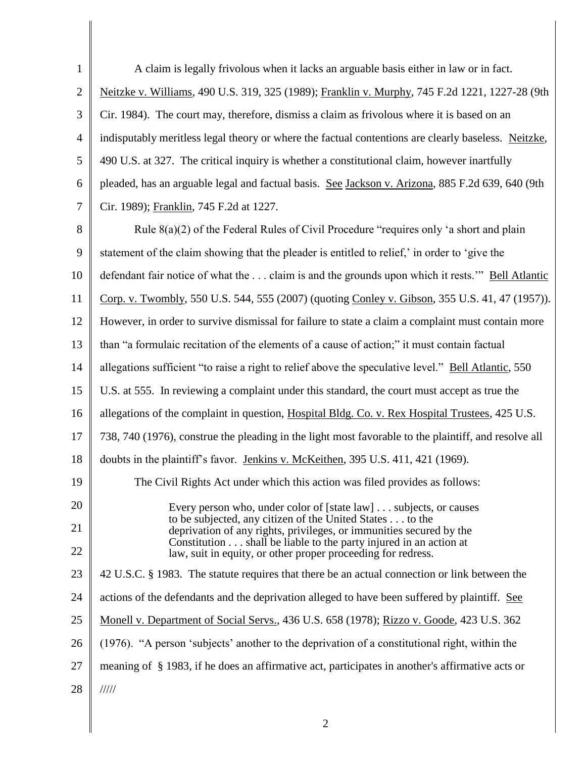A claim is legally frivolous when it lacks an arguable basis either in law or in fact. Neitzke v. Williams, 490 U.S. 319, 325 (1989); Franklin v. Murphy, 745 F.2d 1221, 1227-28 (9th Cir. 1984). The court may, therefore, dismiss a claim as frivolous where it is based on an indisputably meritless legal theory or where the factual contentions are clearly baseless. Neitzke, 490 U.S. at 327. The critical inquiry is whether a constitutional claim, however inartfully pleaded, has an arguable legal and factual basis. See Jackson v. Arizona, 885 F.2d 639, 640 (9th Cir. 1989); Franklin, 745 F.2d at 1227.

Rule 8(a)(2) of the Federal Rules of Civil Procedure "requires only 'a short and plain statement of the claim showing that the pleader is entitled to relief,' in order to 'give the defendant fair notice of what the . . . claim is and the grounds upon which it rests.'" Bell Atlantic Corp. v. Twombly, 550 U.S. 544, 555 (2007) (quoting Conley v. Gibson, 355 U.S. 41, 47 (1957)). However, in order to survive dismissal for failure to state a claim a complaint must contain more than "a formulaic recitation of the elements of a cause of action;" it must contain factual allegations sufficient "to raise a right to relief above the speculative level." Bell Atlantic, 550 U.S. at 555. In reviewing a complaint under this standard, the court must accept as true the allegations of the complaint in question, Hospital Bldg. Co. v. Rex Hospital Trustees, 425 U.S. 738, 740 (1976), construe the pleading in the light most favorable to the plaintiff, and resolve all doubts in the plaintiff's favor. Jenkins v. McKeithen, 395 U.S. 411, 421 (1969).

The Civil Rights Act under which this action was filed provides as follows:

> Every person who, under color of [state law] . . . subjects, or causes to be subjected, any citizen of the United States . . . to the deprivation of any rights, privileges, or immunities secured by the Constitution . . . shall be liable to the party injured in an action at law, suit in equity, or other proper proceeding for redress.

42 U.S.C. § 1983. The statute requires that there be an actual connection or link between the actions of the defendants and the deprivation alleged to have been suffered by plaintiff. See Monell v. Department of Social Servs., 436 U.S. 658 (1978); Rizzo v. Goode, 423 U.S. 362 (1976). "A person 'subjects' another to the deprivation of a constitutional right, within the meaning of § 1983, if he does an affirmative act, participates in another's affirmative acts or

/////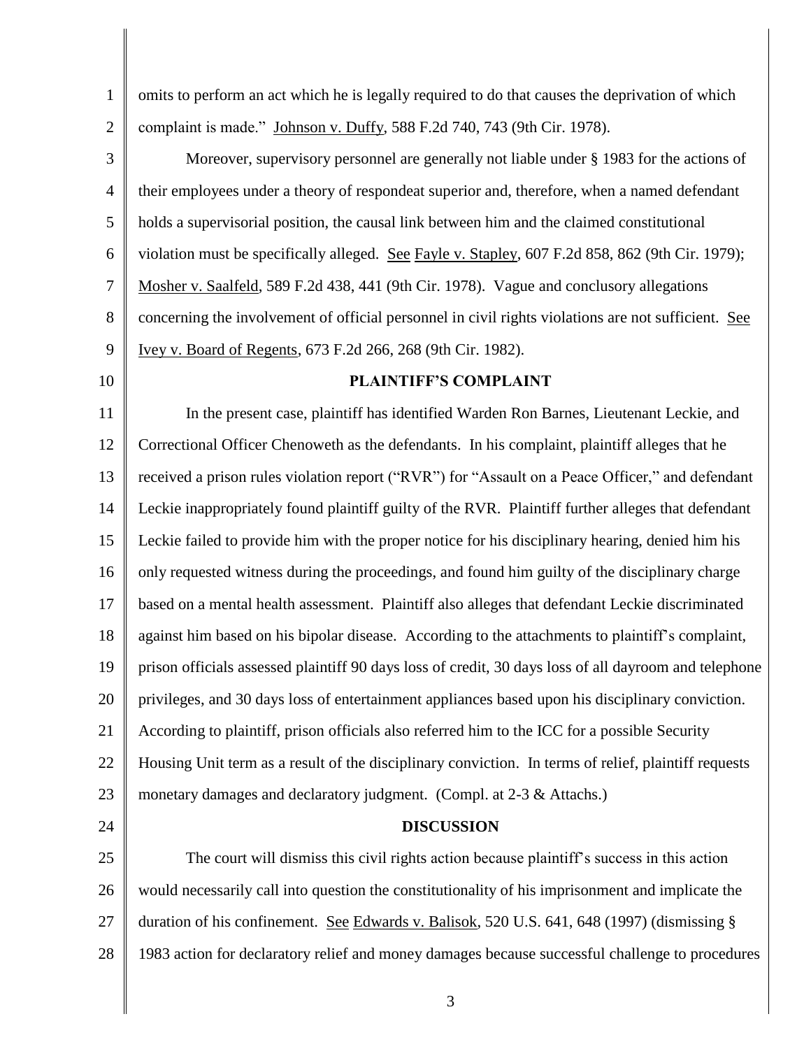omits to perform an act which he is legally required to do that causes the deprivation of which complaint is made." Johnson v. Duffy, 588 F.2d 740, 743 (9th Cir. 1978).

Moreover, supervisory personnel are generally not liable under § 1983 for the actions of their employees under a theory of respondeat superior and, therefore, when a named defendant holds a supervisorial position, the causal link between him and the claimed constitutional violation must be specifically alleged. See Fayle v. Stapley, 607 F.2d 858, 862 (9th Cir. 1979); Mosher v. Saalfeld, 589 F.2d 438, 441 (9th Cir. 1978). Vague and conclusory allegations concerning the involvement of official personnel in civil rights violations are not sufficient. See Ivey v. Board of Regents, 673 F.2d 266, 268 (9th Cir. 1982).

## PLAINTIFF'S COMPLAINT

In the present case, plaintiff has identified Warden Ron Barnes, Lieutenant Leckie, and Correctional Officer Chenoweth as the defendants. In his complaint, plaintiff alleges that he received a prison rules violation report ("RVR") for "Assault on a Peace Officer," and defendant Leckie inappropriately found plaintiff guilty of the RVR. Plaintiff further alleges that defendant Leckie failed to provide him with the proper notice for his disciplinary hearing, denied him his only requested witness during the proceedings, and found him guilty of the disciplinary charge based on a mental health assessment. Plaintiff also alleges that defendant Leckie discriminated against him based on his bipolar disease. According to the attachments to plaintiff's complaint, prison officials assessed plaintiff 90 days loss of credit, 30 days loss of all dayroom and telephone privileges, and 30 days loss of entertainment appliances based upon his disciplinary conviction. According to plaintiff, prison officials also referred him to the ICC for a possible Security Housing Unit term as a result of the disciplinary conviction. In terms of relief, plaintiff requests monetary damages and declaratory judgment. (Compl. at 2-3 & Attachs.)

## DISCUSSION

The court will dismiss this civil rights action because plaintiff's success in this action would necessarily call into question the constitutionality of his imprisonment and implicate the duration of his confinement. See Edwards v. Balisok, 520 U.S. 641, 648 (1997) (dismissing § 1983 action for declaratory relief and money damages because successful challenge to procedures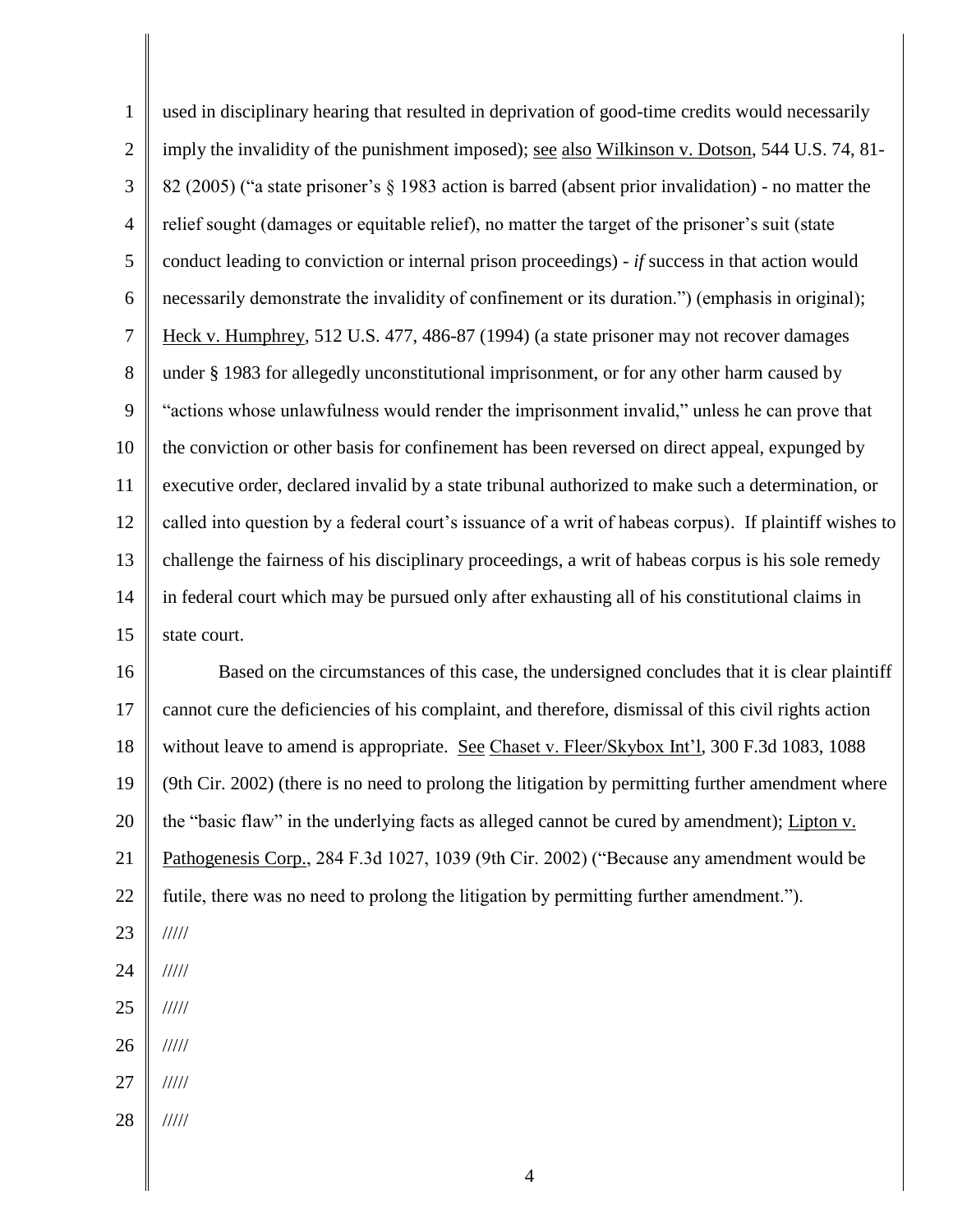used in disciplinary hearing that resulted in deprivation of good-time credits would necessarily imply the invalidity of the punishment imposed); see also Wilkinson v. Dotson, 544 U.S. 74, 81-82 (2005) ("a state prisoner's § 1983 action is barred (absent prior invalidation) - no matter the relief sought (damages or equitable relief), no matter the target of the prisoner's suit (state conduct leading to conviction or internal prison proceedings) - *if* success in that action would necessarily demonstrate the invalidity of confinement or its duration.") (emphasis in original); Heck v. Humphrey, 512 U.S. 477, 486-87 (1994) (a state prisoner may not recover damages under § 1983 for allegedly unconstitutional imprisonment, or for any other harm caused by "actions whose unlawfulness would render the imprisonment invalid," unless he can prove that the conviction or other basis for confinement has been reversed on direct appeal, expunged by executive order, declared invalid by a state tribunal authorized to make such a determination, or called into question by a federal court's issuance of a writ of habeas corpus). If plaintiff wishes to challenge the fairness of his disciplinary proceedings, a writ of habeas corpus is his sole remedy in federal court which may be pursued only after exhausting all of his constitutional claims in state court.

Based on the circumstances of this case, the undersigned concludes that it is clear plaintiff cannot cure the deficiencies of his complaint, and therefore, dismissal of this civil rights action without leave to amend is appropriate. See Chaset v. Fleer/Skybox Int'l, 300 F.3d 1083, 1088 (9th Cir. 2002) (there is no need to prolong the litigation by permitting further amendment where the "basic flaw" in the underlying facts as alleged cannot be cured by amendment); Lipton v. Pathogenesis Corp., 284 F.3d 1027, 1039 (9th Cir. 2002) ("Because any amendment would be futile, there was no need to prolong the litigation by permitting further amendment.").

/////

/////

/////

/////

/////

/////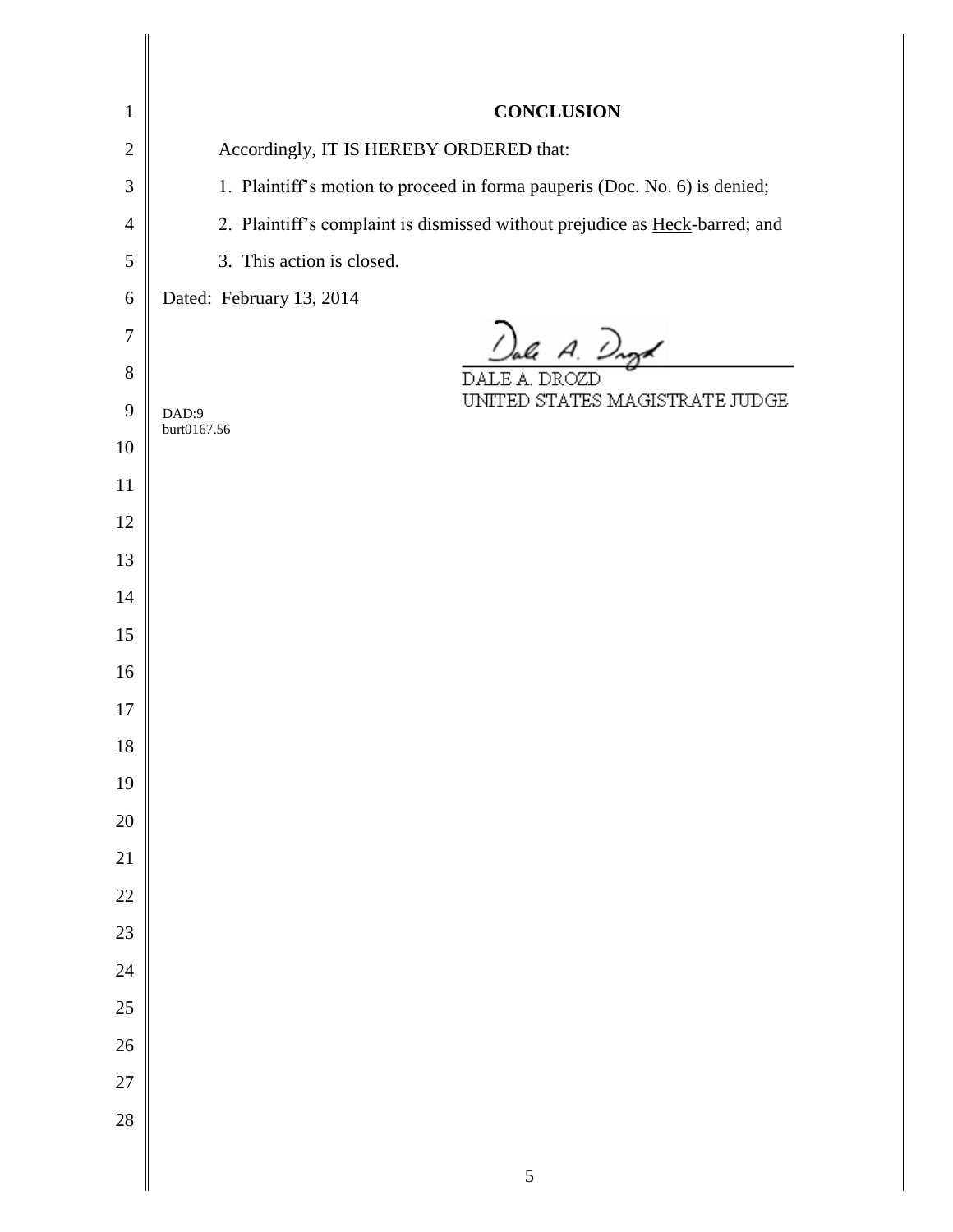## CONCLUSION

Accordingly, IT IS HEREBY ORDERED that:

1. Plaintiff's motion to proceed in forma pauperis (Doc. No. 6) is denied;
2. Plaintiff's complaint is dismissed without prejudice as Heck-barred; and
3. This action is closed.

Dated: February 13, 2014

DALE A. DROZD
UNITED STATES MAGISTRATE JUDGE

DAD:9
burt0167.56